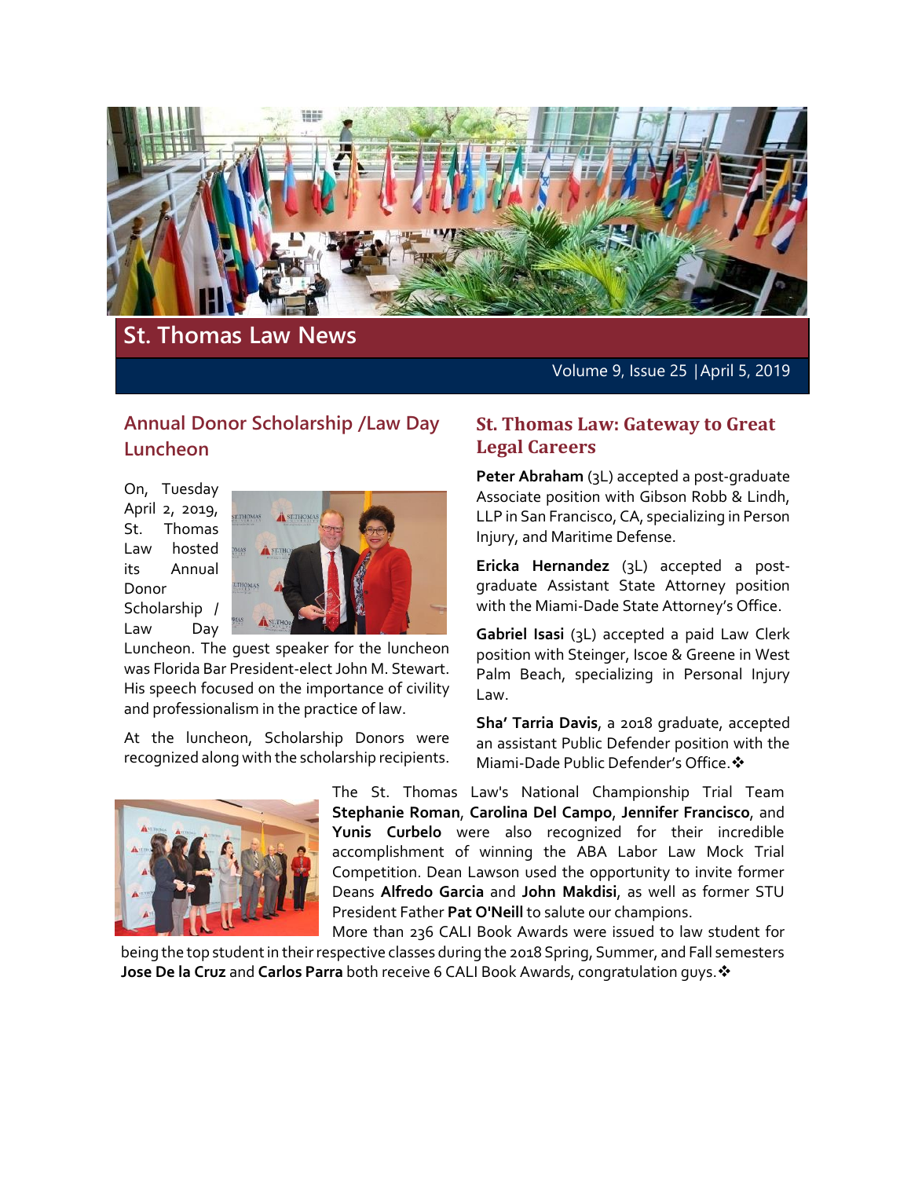# St. Thomas Law News

Volume 9, Issue 25 | April 5, 2019

## Annual Donor Scholarship /Law Day Luncheon

On, Tuesday April 2, 2019, St. Thomas Law hosted its Annual Donor Scholarship / Law Day Luncheon. The guest speaker for the luncheon was Florida Bar President-elect John M. Stewart. His speech focused on the importance of civility and professionalism in the practice of law.

At the luncheon, Scholarship Donors were recognized along with the scholarship recipients.

## St. Thomas Law: Gateway to Great Legal Careers

**Peter Abraham** (3L) accepted a post-graduate Associate position with Gibson Robb & Lindh, LLP in San Francisco, CA, specializing in Person Injury, and Maritime Defense.

**Ericka Hernandez** (3L) accepted a post-graduate Assistant State Attorney position with the Miami-Dade State Attorney's Office.

**Gabriel Isasi** (3L) accepted a paid Law Clerk position with Steinger, Iscoe & Greene in West Palm Beach, specializing in Personal Injury Law.

**Sha' Tarria Davis**, a 2018 graduate, accepted an assistant Public Defender position with the Miami-Dade Public Defender's Office.❖

The St. Thomas Law's National Championship Trial Team **Stephanie Roman**, **Carolina Del Campo**, **Jennifer Francisco**, and **Yunis Curbelo** were also recognized for their incredible accomplishment of winning the ABA Labor Law Mock Trial Competition. Dean Lawson used the opportunity to invite former Deans **Alfredo Garcia** and **John Makdisi**, as well as former STU President Father **Pat O'Neill** to salute our champions.

More than 236 CALI Book Awards were issued to law student for being the top student in their respective classes during the 2018 Spring, Summer, and Fall semesters **Jose De la Cruz** and **Carlos Parra** both receive 6 CALI Book Awards, congratulation guys.❖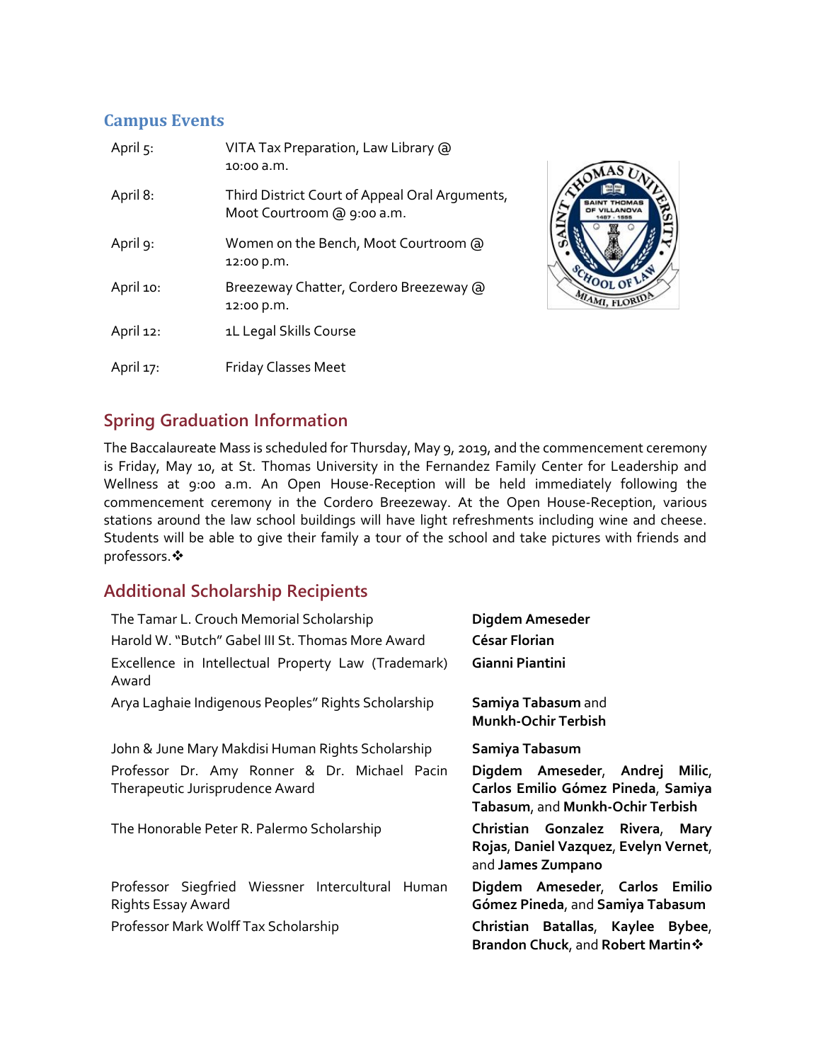## Campus Events

| | |
|---|---|
| April 5: | VITA Tax Preparation, Law Library @ 10:00 a.m. |
| April 8: | Third District Court of Appeal Oral Arguments, Moot Courtroom @ 9:00 a.m. |
| April 9: | Women on the Bench, Moot Courtroom @ 12:00 p.m. |
| April 10: | Breezeway Chatter, Cordero Breezeway @ 12:00 p.m. |
| April 12: | 1L Legal Skills Course |
| April 17: | Friday Classes Meet |

## Spring Graduation Information

The Baccalaureate Mass is scheduled for Thursday, May 9, 2019, and the commencement ceremony is Friday, May 10, at St. Thomas University in the Fernandez Family Center for Leadership and Wellness at 9:00 a.m. An Open House-Reception will be held immediately following the commencement ceremony in the Cordero Breezeway. At the Open House-Reception, various stations around the law school buildings will have light refreshments including wine and cheese. Students will be able to give their family a tour of the school and take pictures with friends and professors.❖

## Additional Scholarship Recipients

| | |
|---|---|
| The Tamar L. Crouch Memorial Scholarship | **Digdem Ameseder** |
| Harold W. "Butch" Gabel III St. Thomas More Award | **César Florian** |
| Excellence in Intellectual Property Law (Trademark) Award | **Gianni Piantini** |
| Arya Laghaie Indigenous Peoples" Rights Scholarship | **Samiya Tabasum** and **Munkh-Ochir Terbish** |
| John & June Mary Makdisi Human Rights Scholarship | **Samiya Tabasum** |
| Professor Dr. Amy Ronner & Dr. Michael Pacin Therapeutic Jurisprudence Award | **Digdem Ameseder**, **Andrej Milic**, **Carlos Emilio Gómez Pineda**, **Samiya Tabasum**, and **Munkh-Ochir Terbish** |
| The Honorable Peter R. Palermo Scholarship | **Christian Gonzalez Rivera**, **Mary Rojas**, **Daniel Vazquez**, **Evelyn Vernet**, and **James Zumpano** |
| Professor Siegfried Wiessner Intercultural Human Rights Essay Award | **Digdem Ameseder**, **Carlos Emilio Gómez Pineda**, and **Samiya Tabasum** |
| Professor Mark Wolff Tax Scholarship | **Christian Batallas**, **Kaylee Bybee**, **Brandon Chuck**, and **Robert Martin**❖ |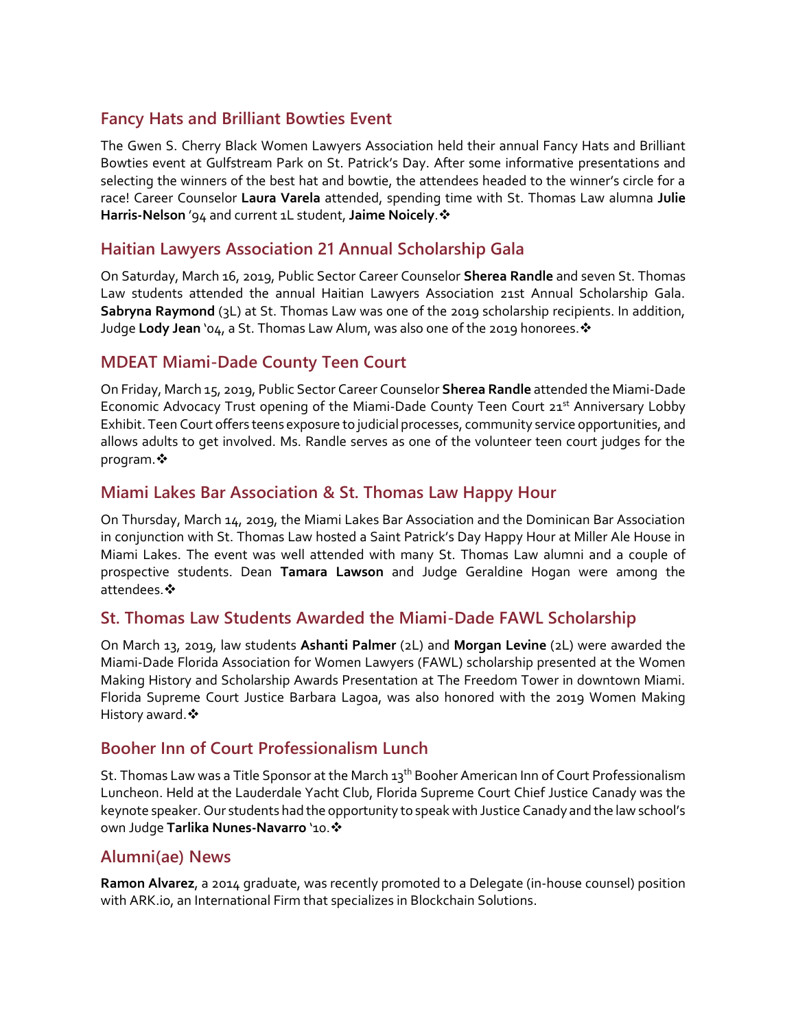## Fancy Hats and Brilliant Bowties Event

The Gwen S. Cherry Black Women Lawyers Association held their annual Fancy Hats and Brilliant Bowties event at Gulfstream Park on St. Patrick's Day. After some informative presentations and selecting the winners of the best hat and bowtie, the attendees headed to the winner's circle for a race! Career Counselor **Laura Varela** attended, spending time with St. Thomas Law alumna **Julie Harris-Nelson** '94 and current 1L student, **Jaime Noicely**.❖

## Haitian Lawyers Association 21 Annual Scholarship Gala

On Saturday, March 16, 2019, Public Sector Career Counselor **Sherea Randle** and seven St. Thomas Law students attended the annual Haitian Lawyers Association 21st Annual Scholarship Gala. **Sabryna Raymond** (3L) at St. Thomas Law was one of the 2019 scholarship recipients. In addition, Judge **Lody Jean** '04, a St. Thomas Law Alum, was also one of the 2019 honorees.❖

## MDEAT Miami-Dade County Teen Court

On Friday, March 15, 2019, Public Sector Career Counselor **Sherea Randle** attended the Miami-Dade Economic Advocacy Trust opening of the Miami-Dade County Teen Court 21st Anniversary Lobby Exhibit. Teen Court offers teens exposure to judicial processes, community service opportunities, and allows adults to get involved. Ms. Randle serves as one of the volunteer teen court judges for the program.❖

## Miami Lakes Bar Association & St. Thomas Law Happy Hour

On Thursday, March 14, 2019, the Miami Lakes Bar Association and the Dominican Bar Association in conjunction with St. Thomas Law hosted a Saint Patrick's Day Happy Hour at Miller Ale House in Miami Lakes. The event was well attended with many St. Thomas Law alumni and a couple of prospective students. Dean **Tamara Lawson** and Judge Geraldine Hogan were among the attendees.❖

## St. Thomas Law Students Awarded the Miami-Dade FAWL Scholarship

On March 13, 2019, law students **Ashanti Palmer** (2L) and **Morgan Levine** (2L) were awarded the Miami-Dade Florida Association for Women Lawyers (FAWL) scholarship presented at the Women Making History and Scholarship Awards Presentation at The Freedom Tower in downtown Miami. Florida Supreme Court Justice Barbara Lagoa, was also honored with the 2019 Women Making History award.❖

## Booher Inn of Court Professionalism Lunch

St. Thomas Law was a Title Sponsor at the March 13th Booher American Inn of Court Professionalism Luncheon. Held at the Lauderdale Yacht Club, Florida Supreme Court Chief Justice Canady was the keynote speaker. Our students had the opportunity to speak with Justice Canady and the law school's own Judge **Tarlika Nunes-Navarro** '10.❖

## Alumni(ae) News

**Ramon Alvarez**, a 2014 graduate, was recently promoted to a Delegate (in-house counsel) position with ARK.io, an International Firm that specializes in Blockchain Solutions.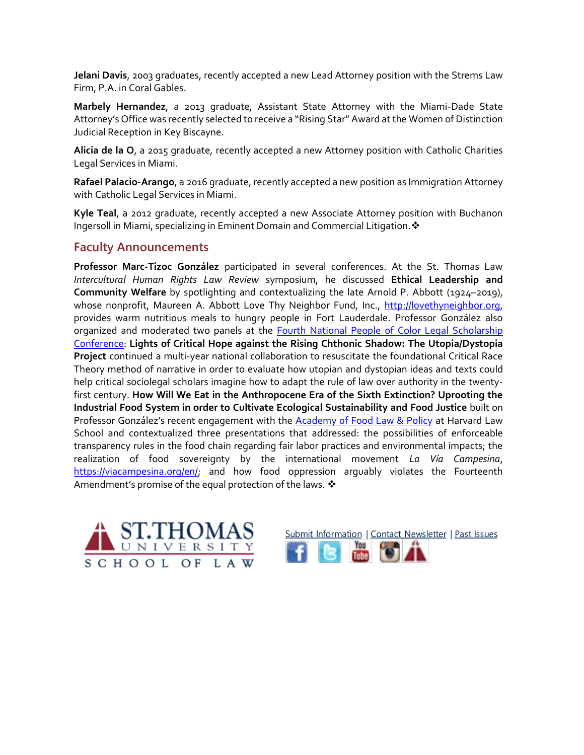**Jelani Davis**, 2003 graduates, recently accepted a new Lead Attorney position with the Strems Law Firm, P.A. in Coral Gables.

**Marbely Hernandez**, a 2013 graduate, Assistant State Attorney with the Miami-Dade State Attorney's Office was recently selected to receive a "Rising Star" Award at the Women of Distinction Judicial Reception in Key Biscayne.

**Alicia de la O**, a 2015 graduate, recently accepted a new Attorney position with Catholic Charities Legal Services in Miami.

**Rafael Palacio-Arango**, a 2016 graduate, recently accepted a new position as Immigration Attorney with Catholic Legal Services in Miami.

**Kyle Teal**, a 2012 graduate, recently accepted a new Associate Attorney position with Buchanon Ingersoll in Miami, specializing in Eminent Domain and Commercial Litigation.❖

## Faculty Announcements

**Professor Marc-Tizoc González** participated in several conferences. At the St. Thomas Law *Intercultural Human Rights Law Review* symposium, he discussed **Ethical Leadership and Community Welfare** by spotlighting and contextualizing the late Arnold P. Abbott (1924–2019), whose nonprofit, Maureen A. Abbott Love Thy Neighbor Fund, Inc., http://lovethyneighbor.org, provides warm nutritious meals to hungry people in Fort Lauderdale. Professor González also organized and moderated two panels at the Fourth National People of Color Legal Scholarship Conference: **Lights of Critical Hope against the Rising Chthonic Shadow: The Utopia/Dystopia Project** continued a multi-year national collaboration to resuscitate the foundational Critical Race Theory method of narrative in order to evaluate how utopian and dystopian ideas and texts could help critical sociolegal scholars imagine how to adapt the rule of law over authority in the twenty-first century. **How Will We Eat in the Anthropocene Era of the Sixth Extinction? Uprooting the Industrial Food System in order to Cultivate Ecological Sustainability and Food Justice** built on Professor González's recent engagement with the Academy of Food Law & Policy at Harvard Law School and contextualized three presentations that addressed: the possibilities of enforceable transparency rules in the food chain regarding fair labor practices and environmental impacts; the realization of food sovereignty by the international movement *La Vía Campesina*, https://viacampesina.org/en/; and how food oppression arguably violates the Fourteenth Amendment's promise of the equal protection of the laws. ❖

ST. THOMAS UNIVERSITY SCHOOL OF LAW

Submit Information | Contact Newsletter | Past Issues